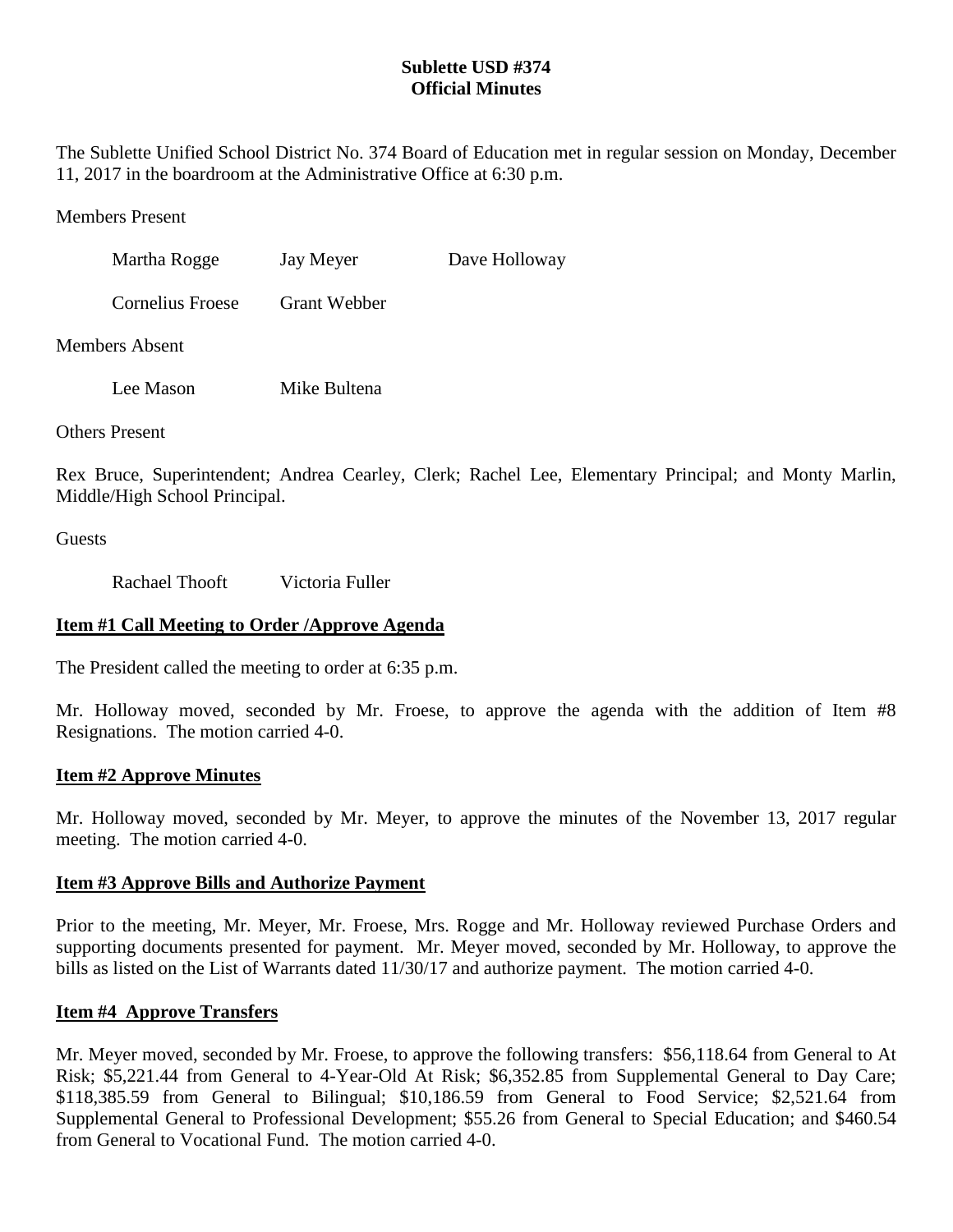**Sublette USD #374**
**Official Minutes**

The Sublette Unified School District No. 374 Board of Education met in regular session on Monday, December 11, 2017 in the boardroom at the Administrative Office at 6:30 p.m.

Members Present

Martha Rogge　　Jay Meyer　　Dave Holloway

Cornelius Froese　　Grant Webber

Members Absent

Lee Mason　　Mike Bultena

Others Present

Rex Bruce, Superintendent; Andrea Cearley, Clerk; Rachel Lee, Elementary Principal; and Monty Marlin, Middle/High School Principal.

Guests

Rachael Thooft　　Victoria Fuller

**Item #1 Call Meeting to Order /Approve Agenda**

The President called the meeting to order at 6:35 p.m.

Mr. Holloway moved, seconded by Mr. Froese, to approve the agenda with the addition of Item #8 Resignations. The motion carried 4-0.

**Item #2 Approve Minutes**

Mr. Holloway moved, seconded by Mr. Meyer, to approve the minutes of the November 13, 2017 regular meeting. The motion carried 4-0.

**Item #3 Approve Bills and Authorize Payment**

Prior to the meeting, Mr. Meyer, Mr. Froese, Mrs. Rogge and Mr. Holloway reviewed Purchase Orders and supporting documents presented for payment. Mr. Meyer moved, seconded by Mr. Holloway, to approve the bills as listed on the List of Warrants dated 11/30/17 and authorize payment. The motion carried 4-0.

**Item #4 Approve Transfers**

Mr. Meyer moved, seconded by Mr. Froese, to approve the following transfers: $56,118.64 from General to At Risk; $5,221.44 from General to 4-Year-Old At Risk; $6,352.85 from Supplemental General to Day Care; $118,385.59 from General to Bilingual; $10,186.59 from General to Food Service; $2,521.64 from Supplemental General to Professional Development; $55.26 from General to Special Education; and $460.54 from General to Vocational Fund. The motion carried 4-0.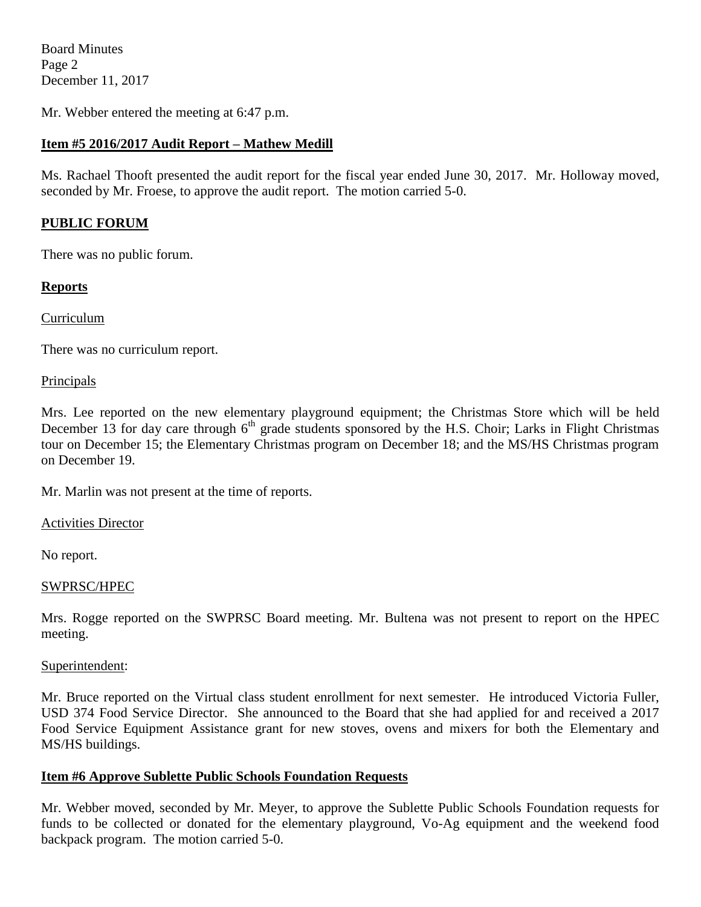Mr. Webber entered the meeting at 6:47 p.m.

**Item #5 2016/2017 Audit Report – Mathew Medill**

Ms. Rachael Thooft presented the audit report for the fiscal year ended June 30, 2017. Mr. Holloway moved, seconded by Mr. Froese, to approve the audit report. The motion carried 5-0.

**PUBLIC FORUM**

There was no public forum.

**Reports**

Curriculum

There was no curriculum report.

Principals

Mrs. Lee reported on the new elementary playground equipment; the Christmas Store which will be held December 13 for day care through 6th grade students sponsored by the H.S. Choir; Larks in Flight Christmas tour on December 15; the Elementary Christmas program on December 18; and the MS/HS Christmas program on December 19.

Mr. Marlin was not present at the time of reports.

Activities Director

No report.

SWPRSC/HPEC

Mrs. Rogge reported on the SWPRSC Board meeting. Mr. Bultena was not present to report on the HPEC meeting.

Superintendent:

Mr. Bruce reported on the Virtual class student enrollment for next semester. He introduced Victoria Fuller, USD 374 Food Service Director. She announced to the Board that she had applied for and received a 2017 Food Service Equipment Assistance grant for new stoves, ovens and mixers for both the Elementary and MS/HS buildings.

**Item #6 Approve Sublette Public Schools Foundation Requests**

Mr. Webber moved, seconded by Mr. Meyer, to approve the Sublette Public Schools Foundation requests for funds to be collected or donated for the elementary playground, Vo-Ag equipment and the weekend food backpack program. The motion carried 5-0.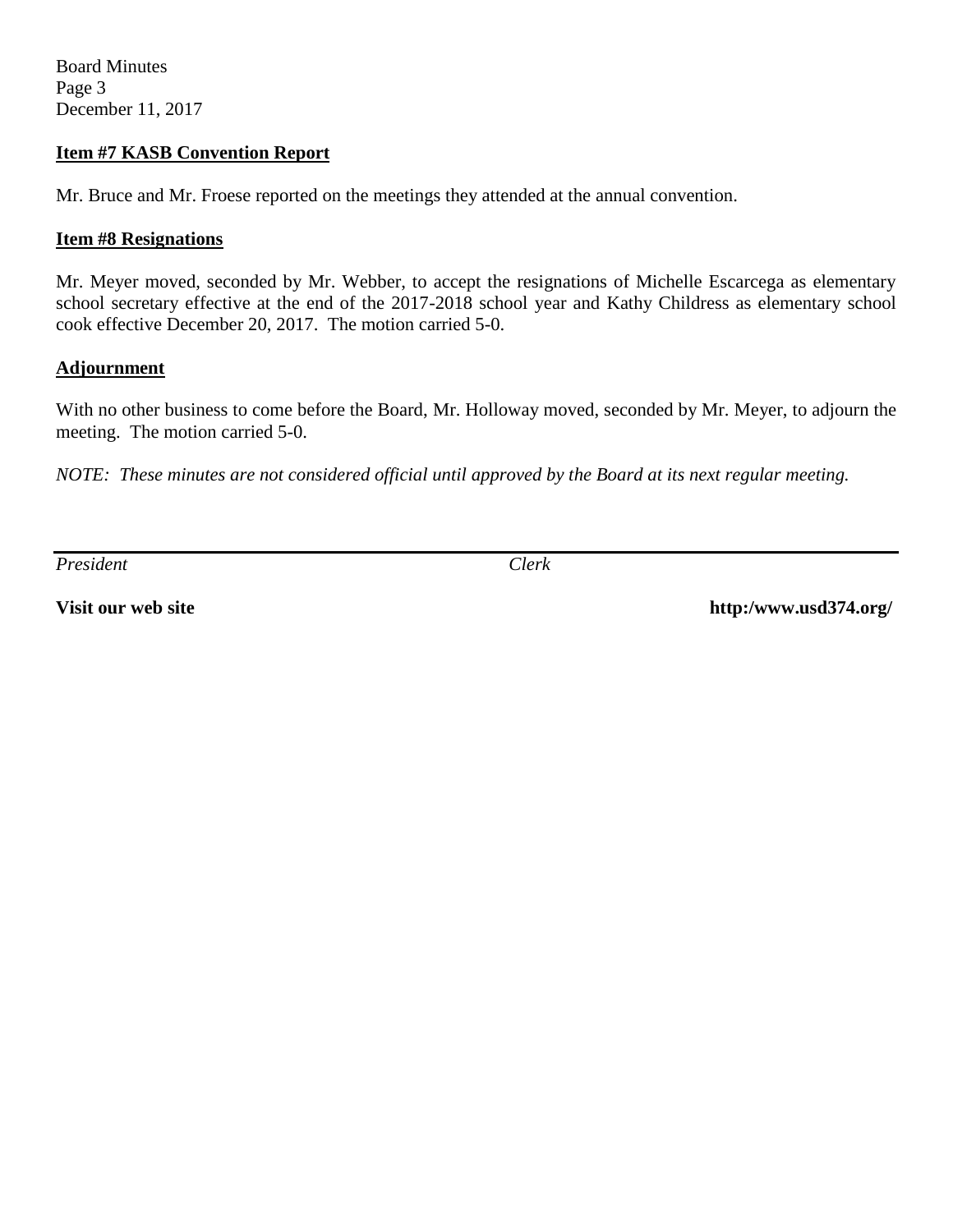## Item #7 KASB Convention Report

Mr. Bruce and Mr. Froese reported on the meetings they attended at the annual convention.

## Item #8 Resignations

Mr. Meyer moved, seconded by Mr. Webber, to accept the resignations of Michelle Escarcega as elementary school secretary effective at the end of the 2017-2018 school year and Kathy Childress as elementary school cook effective December 20, 2017. The motion carried 5-0.

## Adjournment

With no other business to come before the Board, Mr. Holloway moved, seconded by Mr. Meyer, to adjourn the meeting. The motion carried 5-0.

*NOTE: These minutes are not considered official until approved by the Board at its next regular meeting.*

*President* *Clerk*

**Visit our web site** **http:/www.usd374.org/**